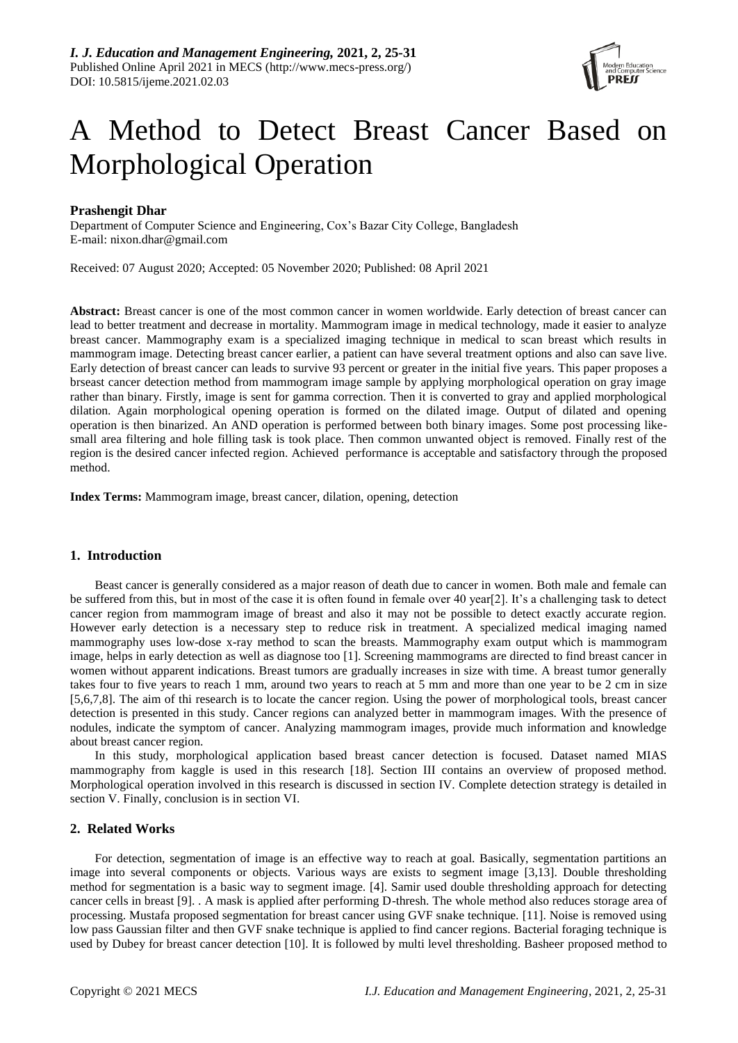# A Method to Detect Breast Cancer Based on Morphological Operation

**Prashengit Dhar**

Department of Computer Science and Engineering, Cox's Bazar City College, Bangladesh
E-mail: nixon.dhar@gmail.com

Received: 07 August 2020; Accepted: 05 November 2020; Published: 08 April 2021

**Abstract:** Breast cancer is one of the most common cancer in women worldwide. Early detection of breast cancer can lead to better treatment and decrease in mortality. Mammogram image in medical technology, made it easier to analyze breast cancer. Mammography exam is a specialized imaging technique in medical to scan breast which results in mammogram image. Detecting breast cancer earlier, a patient can have several treatment options and also can save live. Early detection of breast cancer can leads to survive 93 percent or greater in the initial five years. This paper proposes a brseast cancer detection method from mammogram image sample by applying morphological operation on gray image rather than binary. Firstly, image is sent for gamma correction. Then it is converted to gray and applied morphological dilation. Again morphological opening operation is formed on the dilated image. Output of dilated and opening operation is then binarized. An AND operation is performed between both binary images. Some post processing like-small area filtering and hole filling task is took place. Then common unwanted object is removed. Finally rest of the region is the desired cancer infected region. Achieved performance is acceptable and satisfactory through the proposed method.

**Index Terms:** Mammogram image, breast cancer, dilation, opening, detection

## 1. Introduction

Beast cancer is generally considered as a major reason of death due to cancer in women. Both male and female can be suffered from this, but in most of the case it is often found in female over 40 year[2]. It's a challenging task to detect cancer region from mammogram image of breast and also it may not be possible to detect exactly accurate region. However early detection is a necessary step to reduce risk in treatment. A specialized medical imaging named mammography uses low-dose x-ray method to scan the breasts. Mammography exam output which is mammogram image, helps in early detection as well as diagnose too [1]. Screening mammograms are directed to find breast cancer in women without apparent indications. Breast tumors are gradually increases in size with time. A breast tumor generally takes four to five years to reach 1 mm, around two years to reach at 5 mm and more than one year to be 2 cm in size [5,6,7,8]. The aim of thi research is to locate the cancer region. Using the power of morphological tools, breast cancer detection is presented in this study. Cancer regions can analyzed better in mammogram images. With the presence of nodules, indicate the symptom of cancer. Analyzing mammogram images, provide much information and knowledge about breast cancer region.

In this study, morphological application based breast cancer detection is focused. Dataset named MIAS mammography from kaggle is used in this research [18]. Section III contains an overview of proposed method. Morphological operation involved in this research is discussed in section IV. Complete detection strategy is detailed in section V. Finally, conclusion is in section VI.

## 2. Related Works

For detection, segmentation of image is an effective way to reach at goal. Basically, segmentation partitions an image into several components or objects. Various ways are exists to segment image [3,13]. Double thresholding method for segmentation is a basic way to segment image. [4]. Samir used double thresholding approach for detecting cancer cells in breast [9]. . A mask is applied after performing D-thresh. The whole method also reduces storage area of processing. Mustafa proposed segmentation for breast cancer using GVF snake technique. [11]. Noise is removed using low pass Gaussian filter and then GVF snake technique is applied to find cancer regions. Bacterial foraging technique is used by Dubey for breast cancer detection [10]. It is followed by multi level thresholding. Basheer proposed method to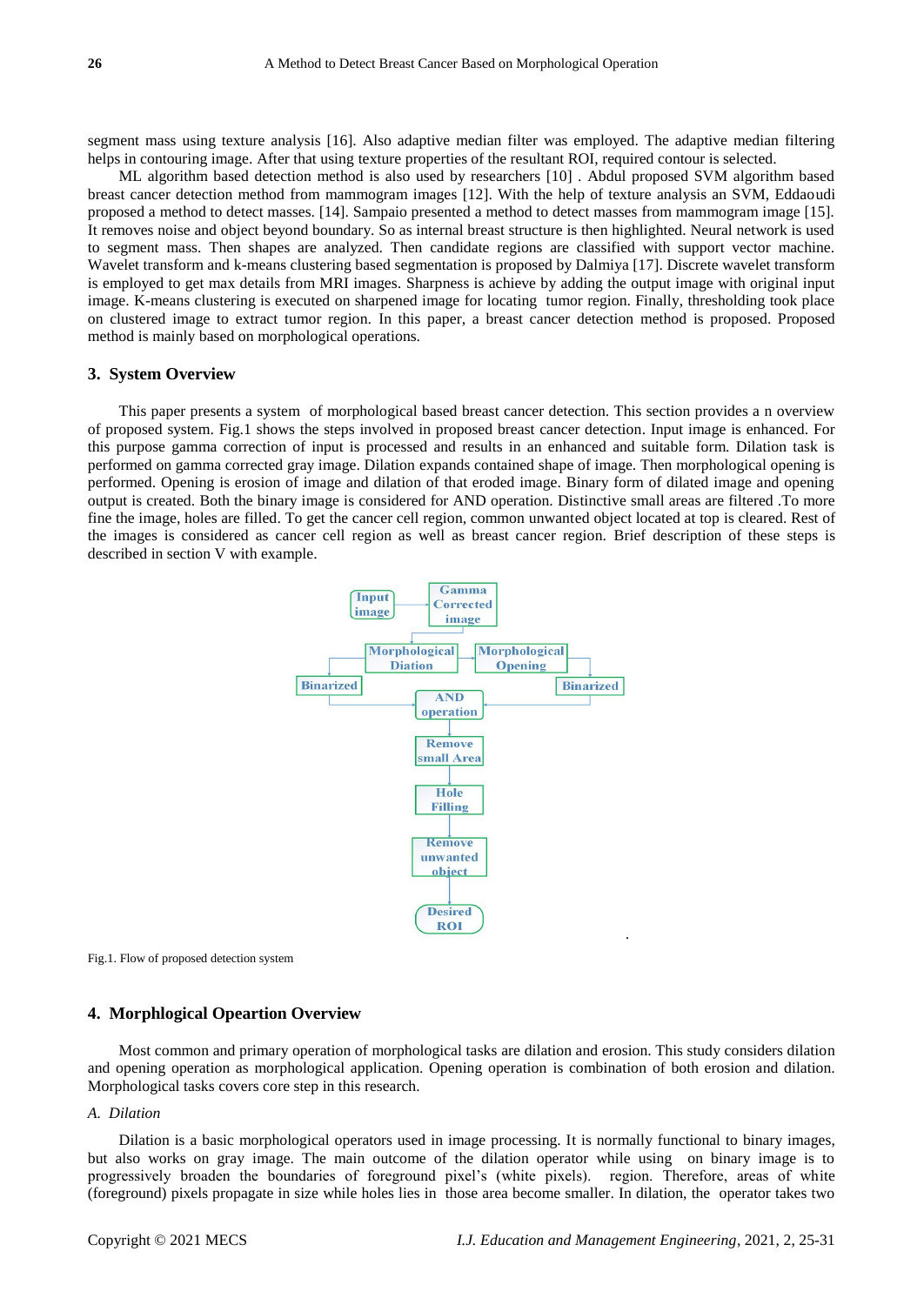segment mass using texture analysis [16]. Also adaptive median filter was employed. The adaptive median filtering helps in contouring image. After that using texture properties of the resultant ROI, required contour is selected.

ML algorithm based detection method is also used by researchers [10] . Abdul proposed SVM algorithm based breast cancer detection method from mammogram images [12]. With the help of texture analysis an SVM, Eddaoudi proposed a method to detect masses. [14]. Sampaio presented a method to detect masses from mammogram image [15]. It removes noise and object beyond boundary. So as internal breast structure is then highlighted. Neural network is used to segment mass. Then shapes are analyzed. Then candidate regions are classified with support vector machine. Wavelet transform and k-means clustering based segmentation is proposed by Dalmiya [17]. Discrete wavelet transform is employed to get max details from MRI images. Sharpness is achieve by adding the output image with original input image. K-means clustering is executed on sharpened image for locating tumor region. Finally, thresholding took place on clustered image to extract tumor region. In this paper, a breast cancer detection method is proposed. Proposed method is mainly based on morphological operations.

## 3. System Overview

This paper presents a system of morphological based breast cancer detection. This section provides a n overview of proposed system. Fig.1 shows the steps involved in proposed breast cancer detection. Input image is enhanced. For this purpose gamma correction of input is processed and results in an enhanced and suitable form. Dilation task is performed on gamma corrected gray image. Dilation expands contained shape of image. Then morphological opening is performed. Opening is erosion of image and dilation of that eroded image. Binary form of dilated image and opening output is created. Both the binary image is considered for AND operation. Distinctive small areas are filtered .To more fine the image, holes are filled. To get the cancer cell region, common unwanted object located at top is cleared. Rest of the images is considered as cancer cell region as well as breast cancer region. Brief description of these steps is described in section V with example.

Input image → Gamma Corrected image → Morphological Diation → Morphological Opening
Morphological Diation → Binarized → AND operation
Morphological Opening → Binarized → AND operation
AND operation → Remove small Area → Hole Filling → Remove unwanted object → Desired ROI

Fig.1. Flow of proposed detection system

## 4. Morphlogical Opeartion Overview

Most common and primary operation of morphological tasks are dilation and erosion. This study considers dilation and opening operation as morphological application. Opening operation is combination of both erosion and dilation. Morphological tasks covers core step in this research.

### *A. Dilation*

Dilation is a basic morphological operators used in image processing. It is normally functional to binary images, but also works on gray image. The main outcome of the dilation operator while using on binary image is to progressively broaden the boundaries of foreground pixel's (white pixels). region. Therefore, areas of white (foreground) pixels propagate in size while holes lies in those area become smaller. In dilation, the operator takes two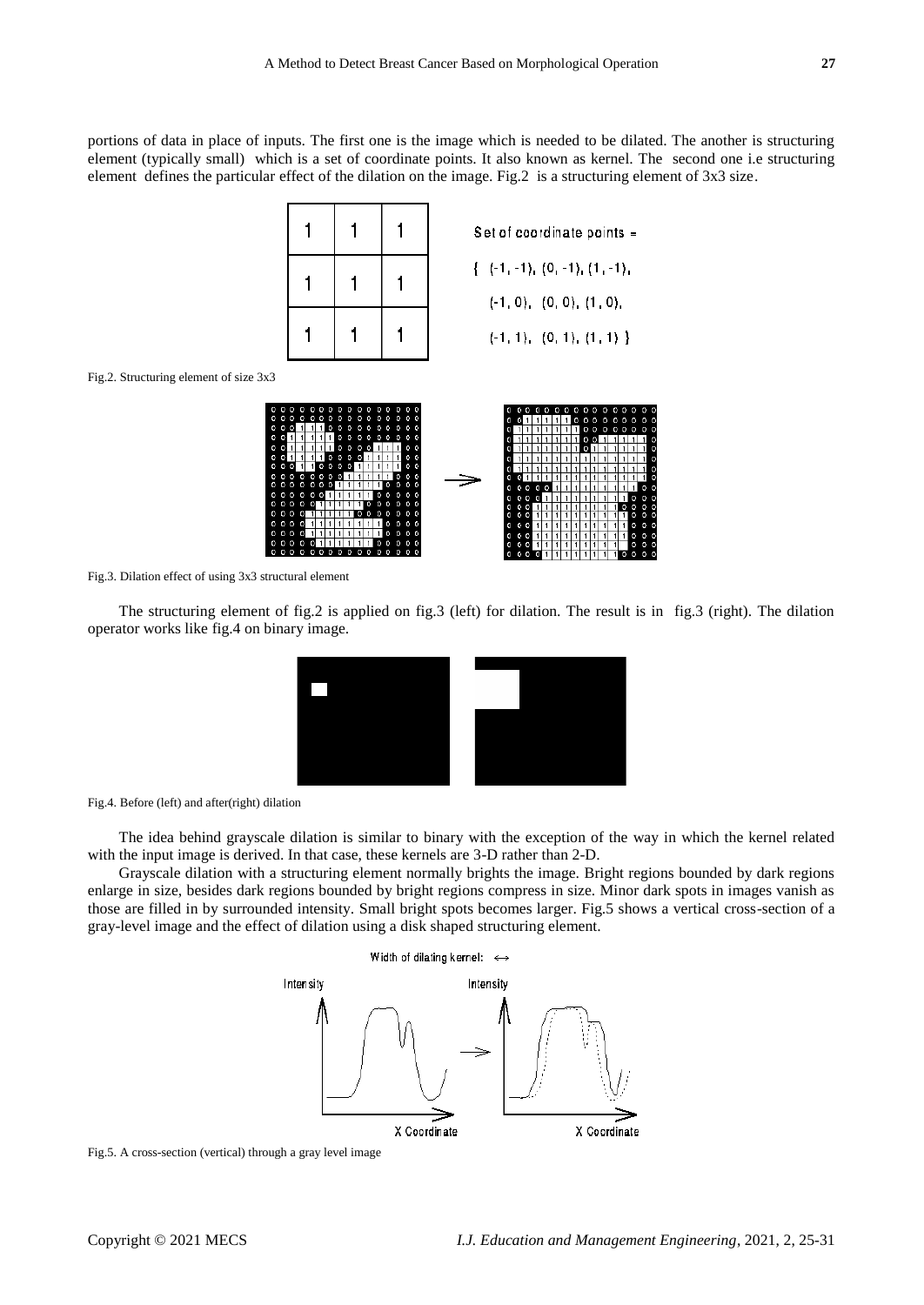portions of data in place of inputs. The first one is the image which is needed to be dilated. The another is structuring element (typically small) which is a set of coordinate points. It also known as kernel. The second one i.e structuring element defines the particular effect of the dilation on the image. Fig.2 is a structuring element of 3x3 size.

| 1 | 1 | 1 |
|---|---|---|
| 1 | 1 | 1 |
| 1 | 1 | 1 |

Set of coordinate points = { (-1, -1), (0, -1), (1, -1), (-1, 0), (0, 0), (1, 0), (-1, 1), (0, 1), (1, 1) }

Fig.2. Structuring element of size 3x3

Fig.3. Dilation effect of using 3x3 structural element

The structuring element of fig.2 is applied on fig.3 (left) for dilation. The result is in fig.3 (right). The dilation operator works like fig.4 on binary image.

Fig.4. Before (left) and after(right) dilation

The idea behind grayscale dilation is similar to binary with the exception of the way in which the kernel related with the input image is derived. In that case, these kernels are 3-D rather than 2-D.

Grayscale dilation with a structuring element normally brights the image. Bright regions bounded by dark regions enlarge in size, besides dark regions bounded by bright regions compress in size. Minor dark spots in images vanish as those are filled in by surrounded intensity. Small bright spots becomes larger. Fig.5 shows a vertical cross-section of a gray-level image and the effect of dilation using a disk shaped structuring element.

Fig.5. A cross-section (vertical) through a gray level image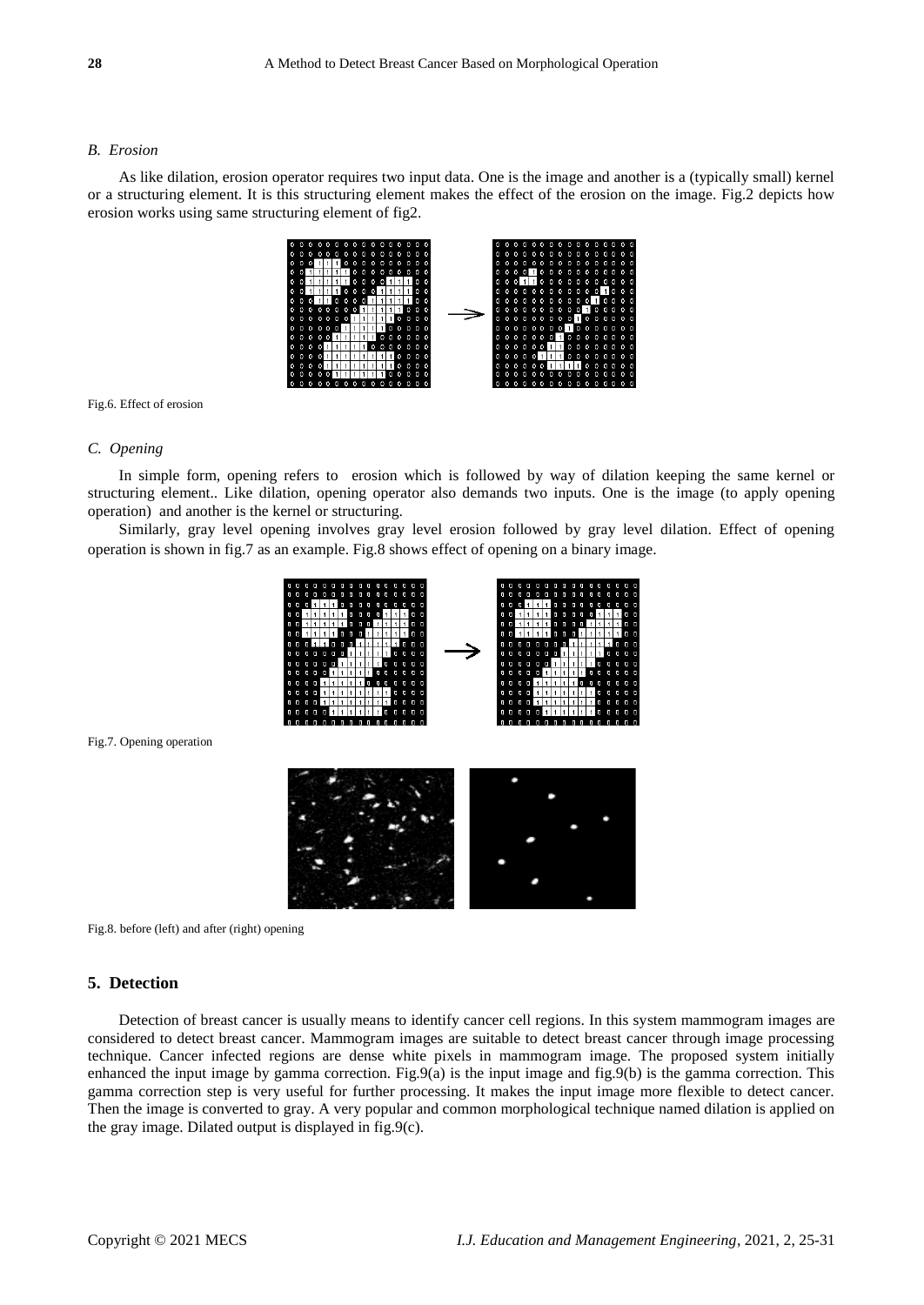### B. Erosion

As like dilation, erosion operator requires two input data. One is the image and another is a (typically small) kernel or a structuring element. It is this structuring element makes the effect of the erosion on the image. Fig.2 depicts how erosion works using same structuring element of fig2.

Fig.6. Effect of erosion

### C. Opening

In simple form, opening refers to erosion which is followed by way of dilation keeping the same kernel or structuring element.. Like dilation, opening operator also demands two inputs. One is the image (to apply opening operation) and another is the kernel or structuring.

Similarly, gray level opening involves gray level erosion followed by gray level dilation. Effect of opening operation is shown in fig.7 as an example. Fig.8 shows effect of opening on a binary image.

Fig.7. Opening operation

Fig.8. before (left) and after (right) opening

## 5. Detection

Detection of breast cancer is usually means to identify cancer cell regions. In this system mammogram images are considered to detect breast cancer. Mammogram images are suitable to detect breast cancer through image processing technique. Cancer infected regions are dense white pixels in mammogram image. The proposed system initially enhanced the input image by gamma correction. Fig.9(a) is the input image and fig.9(b) is the gamma correction. This gamma correction step is very useful for further processing. It makes the input image more flexible to detect cancer. Then the image is converted to gray. A very popular and common morphological technique named dilation is applied on the gray image. Dilated output is displayed in fig.9(c).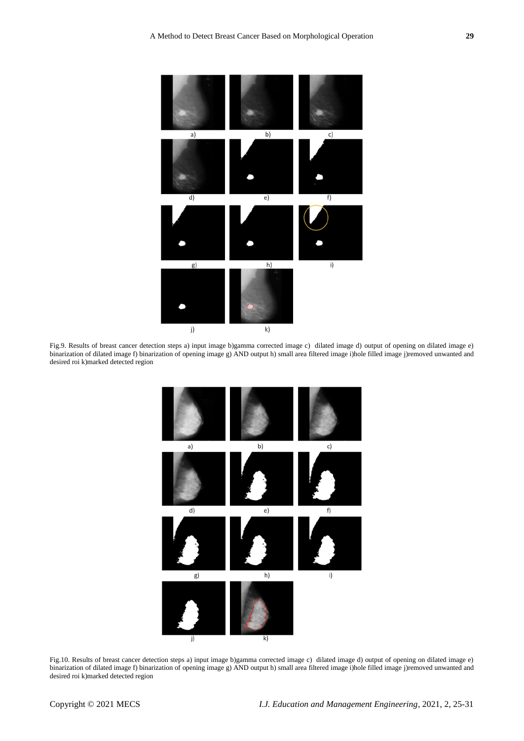Fig.9. Results of breast cancer detection steps a) input image b)gamma corrected image c) dilated image d) output of opening on dilated image e) binarization of dilated image f) binarization of opening image g) AND output h) small area filtered image i)hole filled image j)removed unwanted and desired roi k)marked detected region

Fig.10. Results of breast cancer detection steps a) input image b)gamma corrected image c) dilated image d) output of opening on dilated image e) binarization of dilated image f) binarization of opening image g) AND output h) small area filtered image i)hole filled image j)removed unwanted and desired roi k)marked detected region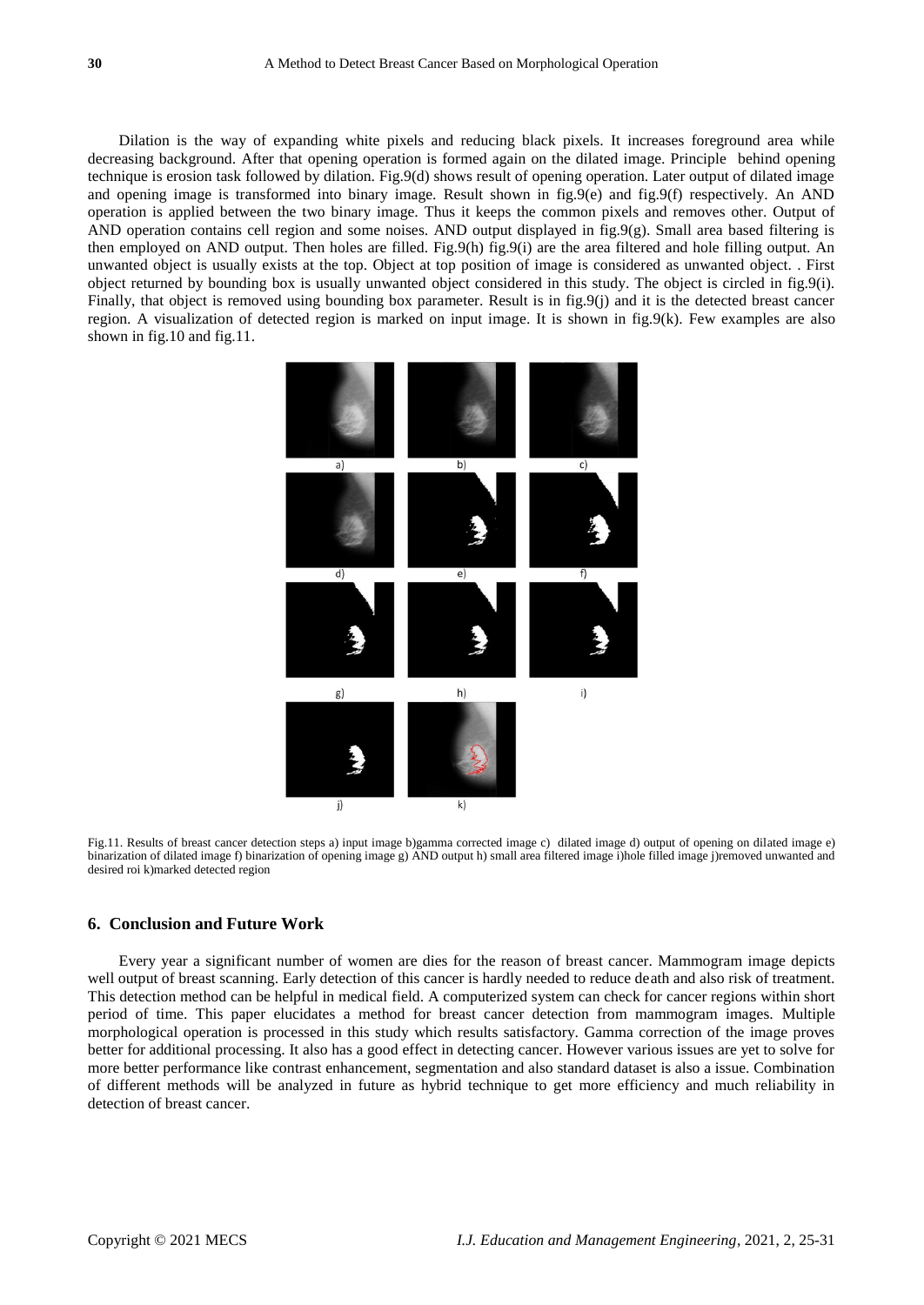Dilation is the way of expanding white pixels and reducing black pixels. It increases foreground area while decreasing background. After that opening operation is formed again on the dilated image. Principle behind opening technique is erosion task followed by dilation. Fig.9(d) shows result of opening operation. Later output of dilated image and opening image is transformed into binary image. Result shown in fig.9(e) and fig.9(f) respectively. An AND operation is applied between the two binary image. Thus it keeps the common pixels and removes other. Output of AND operation contains cell region and some noises. AND output displayed in fig.9(g). Small area based filtering is then employed on AND output. Then holes are filled. Fig.9(h) fig.9(i) are the area filtered and hole filling output. An unwanted object is usually exists at the top. Object at top position of image is considered as unwanted object. . First object returned by bounding box is usually unwanted object considered in this study. The object is circled in fig.9(i). Finally, that object is removed using bounding box parameter. Result is in fig.9(j) and it is the detected breast cancer region. A visualization of detected region is marked on input image. It is shown in fig.9(k). Few examples are also shown in fig.10 and fig.11.

Fig.11. Results of breast cancer detection steps a) input image b)gamma corrected image c) dilated image d) output of opening on dilated image e) binarization of dilated image f) binarization of opening image g) AND output h) small area filtered image i)hole filled image j)removed unwanted and desired roi k)marked detected region

## 6. Conclusion and Future Work

Every year a significant number of women are dies for the reason of breast cancer. Mammogram image depicts well output of breast scanning. Early detection of this cancer is hardly needed to reduce death and also risk of treatment. This detection method can be helpful in medical field. A computerized system can check for cancer regions within short period of time. This paper elucidates a method for breast cancer detection from mammogram images. Multiple morphological operation is processed in this study which results satisfactory. Gamma correction of the image proves better for additional processing. It also has a good effect in detecting cancer. However various issues are yet to solve for more better performance like contrast enhancement, segmentation and also standard dataset is also a issue. Combination of different methods will be analyzed in future as hybrid technique to get more efficiency and much reliability in detection of breast cancer.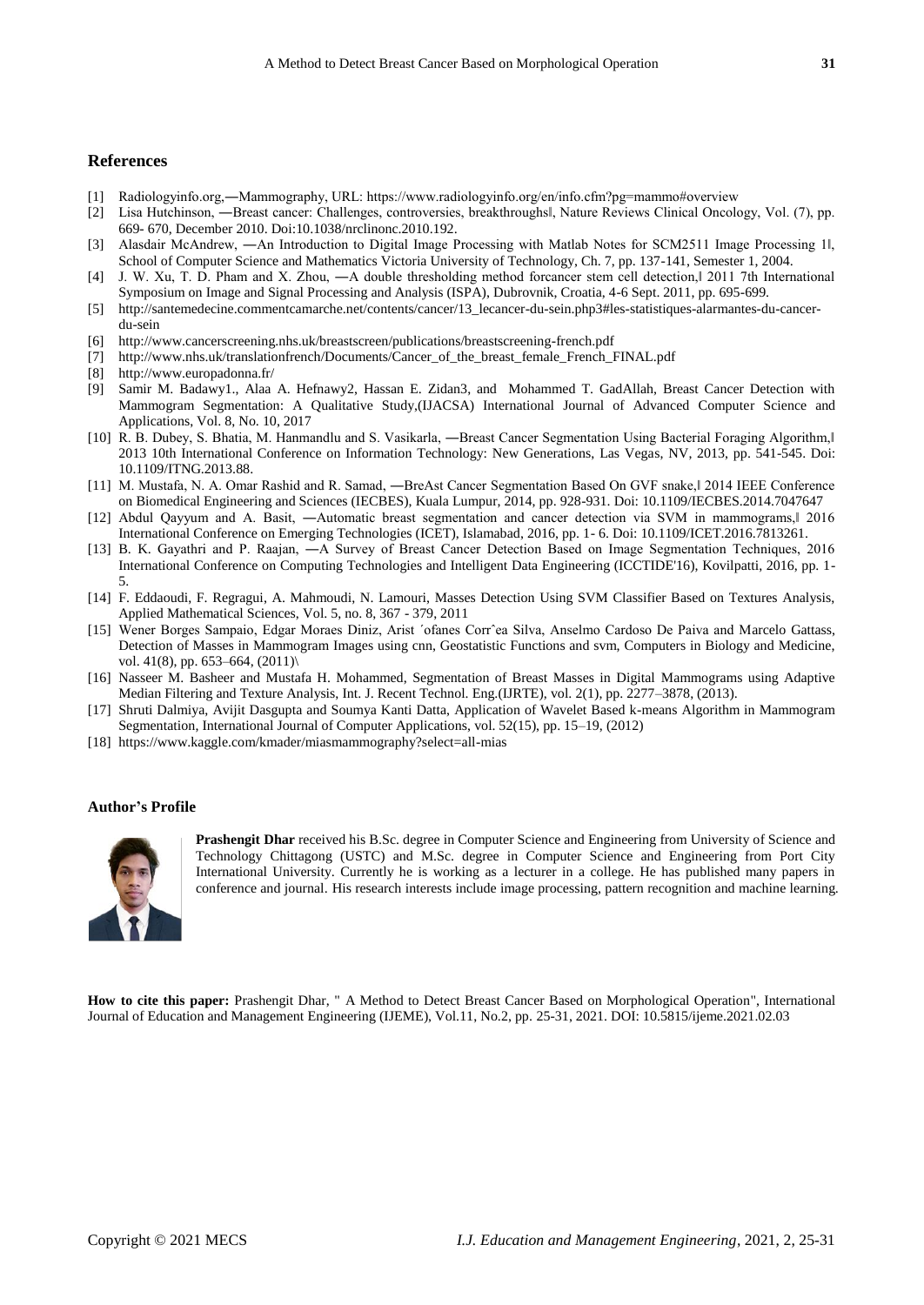## References

[1] Radiologyinfo.org,―Mammography, URL: https://www.radiologyinfo.org/en/info.cfm?pg=mammo#overview

[2] Lisa Hutchinson, ―Breast cancer: Challenges, controversies, breakthroughs‖, Nature Reviews Clinical Oncology, Vol. (7), pp. 669- 670, December 2010. Doi:10.1038/nrclinonc.2010.192.

[3] Alasdair McAndrew, ―An Introduction to Digital Image Processing with Matlab Notes for SCM2511 Image Processing 1‖, School of Computer Science and Mathematics Victoria University of Technology, Ch. 7, pp. 137-141, Semester 1, 2004.

[4] J. W. Xu, T. D. Pham and X. Zhou, ―A double thresholding method forcancer stem cell detection,‖ 2011 7th International Symposium on Image and Signal Processing and Analysis (ISPA), Dubrovnik, Croatia, 4-6 Sept. 2011, pp. 695-699.

[5] http://santemedecine.commentcamarche.net/contents/cancer/13_lecancer-du-sein.php3#les-statistiques-alarmantes-du-cancer-du-sein

[6] http://www.cancerscreening.nhs.uk/breastscreen/publications/breastscreening-french.pdf

[7] http://www.nhs.uk/translationfrench/Documents/Cancer_of_the_breast_female_French_FINAL.pdf

[8] http://www.europadonna.fr/

[9] Samir M. Badawy1., Alaa A. Hefnawy2, Hassan E. Zidan3, and Mohammed T. GadAllah, Breast Cancer Detection with Mammogram Segmentation: A Qualitative Study,(IJACSA) International Journal of Advanced Computer Science and Applications, Vol. 8, No. 10, 2017

[10] R. B. Dubey, S. Bhatia, M. Hanmandlu and S. Vasikarla, ―Breast Cancer Segmentation Using Bacterial Foraging Algorithm,‖ 2013 10th International Conference on Information Technology: New Generations, Las Vegas, NV, 2013, pp. 541-545. Doi: 10.1109/ITNG.2013.88.

[11] M. Mustafa, N. A. Omar Rashid and R. Samad, ―BreAst Cancer Segmentation Based On GVF snake,‖ 2014 IEEE Conference on Biomedical Engineering and Sciences (IECBES), Kuala Lumpur, 2014, pp. 928-931. Doi: 10.1109/IECBES.2014.7047647

[12] Abdul Qayyum and A. Basit, ―Automatic breast segmentation and cancer detection via SVM in mammograms,‖ 2016 International Conference on Emerging Technologies (ICET), Islamabad, 2016, pp. 1- 6. Doi: 10.1109/ICET.2016.7813261.

[13] B. K. Gayathri and P. Raajan, ―A Survey of Breast Cancer Detection Based on Image Segmentation Techniques, 2016 International Conference on Computing Technologies and Intelligent Data Engineering (ICCTIDE'16), Kovilpatti, 2016, pp. 1-5.

[14] F. Eddaoudi, F. Regragui, A. Mahmoudi, N. Lamouri, Masses Detection Using SVM Classifier Based on Textures Analysis, Applied Mathematical Sciences, Vol. 5, no. 8, 367 - 379, 2011

[15] Wener Borges Sampaio, Edgar Moraes Diniz, Arist ´ofanes Corrˆea Silva, Anselmo Cardoso De Paiva and Marcelo Gattass, Detection of Masses in Mammogram Images using cnn, Geostatistic Functions and svm, Computers in Biology and Medicine, vol. 41(8), pp. 653–664, (2011)\

[16] Nasseer M. Basheer and Mustafa H. Mohammed, Segmentation of Breast Masses in Digital Mammograms using Adaptive Median Filtering and Texture Analysis, Int. J. Recent Technol. Eng.(IJRTE), vol. 2(1), pp. 2277–3878, (2013).

[17] Shruti Dalmiya, Avijit Dasgupta and Soumya Kanti Datta, Application of Wavelet Based k-means Algorithm in Mammogram Segmentation, International Journal of Computer Applications, vol. 52(15), pp. 15–19, (2012)

[18] https://www.kaggle.com/kmader/miasmammography?select=all-mias

### Author's Profile

**Prashengit Dhar** received his B.Sc. degree in Computer Science and Engineering from University of Science and Technology Chittagong (USTC) and M.Sc. degree in Computer Science and Engineering from Port City International University. Currently he is working as a lecturer in a college. He has published many papers in conference and journal. His research interests include image processing, pattern recognition and machine learning.

**How to cite this paper:** Prashengit Dhar, " A Method to Detect Breast Cancer Based on Morphological Operation", International Journal of Education and Management Engineering (IJEME), Vol.11, No.2, pp. 25-31, 2021. DOI: 10.5815/ijeme.2021.02.03